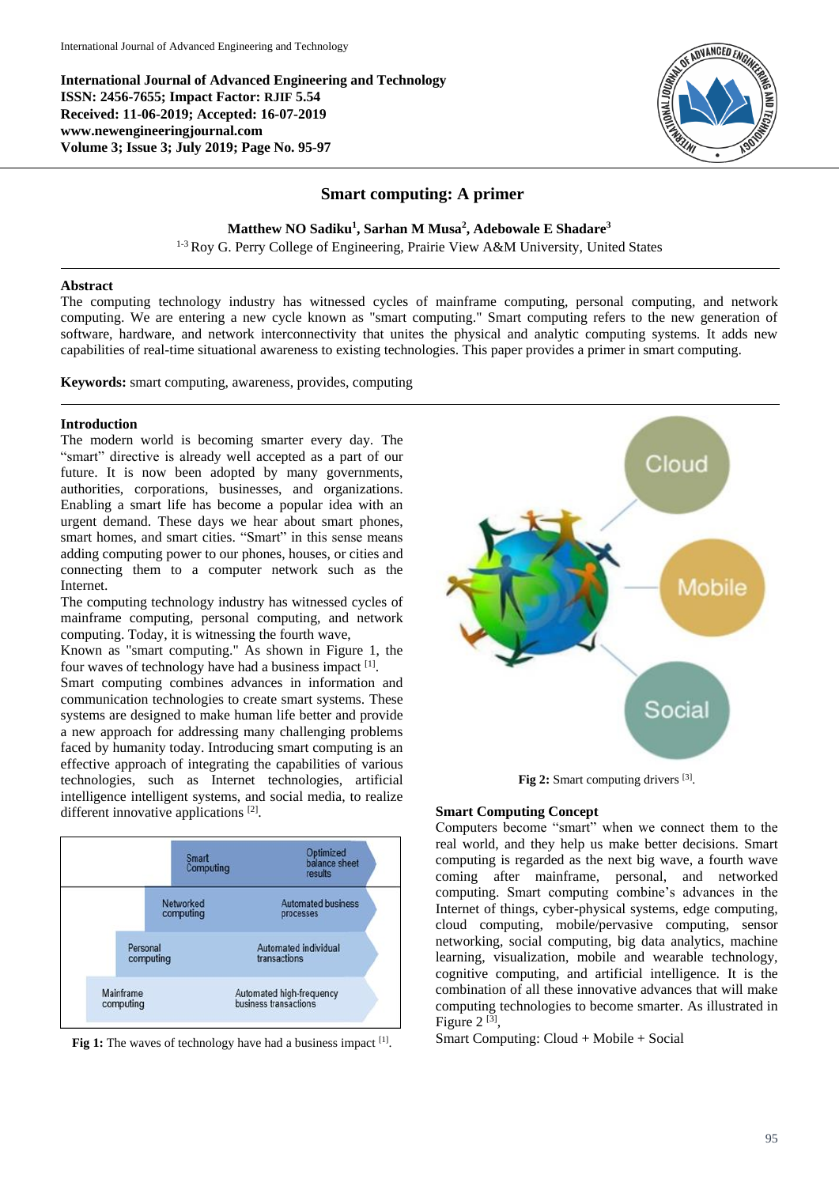International Journal of Advanced Engineering and Technology
ISSN: 2456-7655; Impact Factor: RJIF 5.54
Received: 11-06-2019; Accepted: 16-07-2019
www.newengineeringjournal.com
Volume 3; Issue 3; July 2019; Page No. 95-97

# Smart computing: A primer

**Matthew NO Sadiku[1], Sarhan M Musa[2], Adebowale E Shadare[3]**

[1-3] Roy G. Perry College of Engineering, Prairie View A&M University, United States

## Abstract

The computing technology industry has witnessed cycles of mainframe computing, personal computing, and network computing. We are entering a new cycle known as "smart computing." Smart computing refers to the new generation of software, hardware, and network interconnectivity that unites the physical and analytic computing systems. It adds new capabilities of real-time situational awareness to existing technologies. This paper provides a primer in smart computing.

**Keywords:** smart computing, awareness, provides, computing

## Introduction

The modern world is becoming smarter every day. The "smart" directive is already well accepted as a part of our future. It is now been adopted by many governments, authorities, corporations, businesses, and organizations. Enabling a smart life has become a popular idea with an urgent demand. These days we hear about smart phones, smart homes, and smart cities. "Smart" in this sense means adding computing power to our phones, houses, or cities and connecting them to a computer network such as the Internet.

The computing technology industry has witnessed cycles of mainframe computing, personal computing, and network computing. Today, it is witnessing the fourth wave,

Known as "smart computing." As shown in Figure 1, the four waves of technology have had a business impact [1].

Smart computing combines advances in information and communication technologies to create smart systems. These systems are designed to make human life better and provide a new approach for addressing many challenging problems faced by humanity today. Introducing smart computing is an effective approach of integrating the capabilities of various technologies, such as Internet technologies, artificial intelligence intelligent systems, and social media, to realize different innovative applications [2].

| | |
|---|---|
| Smart Computing | Optimized balance sheet results |
| Networked computing | Automated business processes |
| Personal computing | Automated individual transactions |
| Mainframe computing | Automated high-frequency business transactions |

**Fig 1:** The waves of technology have had a business impact [1].

**Fig 2:** Smart computing drivers [3].

## Smart Computing Concept

Computers become "smart" when we connect them to the real world, and they help us make better decisions. Smart computing is regarded as the next big wave, a fourth wave coming after mainframe, personal, and networked computing. Smart computing combine's advances in the Internet of things, cyber-physical systems, edge computing, cloud computing, mobile/pervasive computing, sensor networking, social computing, big data analytics, machine learning, visualization, mobile and wearable technology, cognitive computing, and artificial intelligence. It is the combination of all these innovative advances that will make computing technologies to become smarter. As illustrated in Figure 2 [3],

Smart Computing: Cloud + Mobile + Social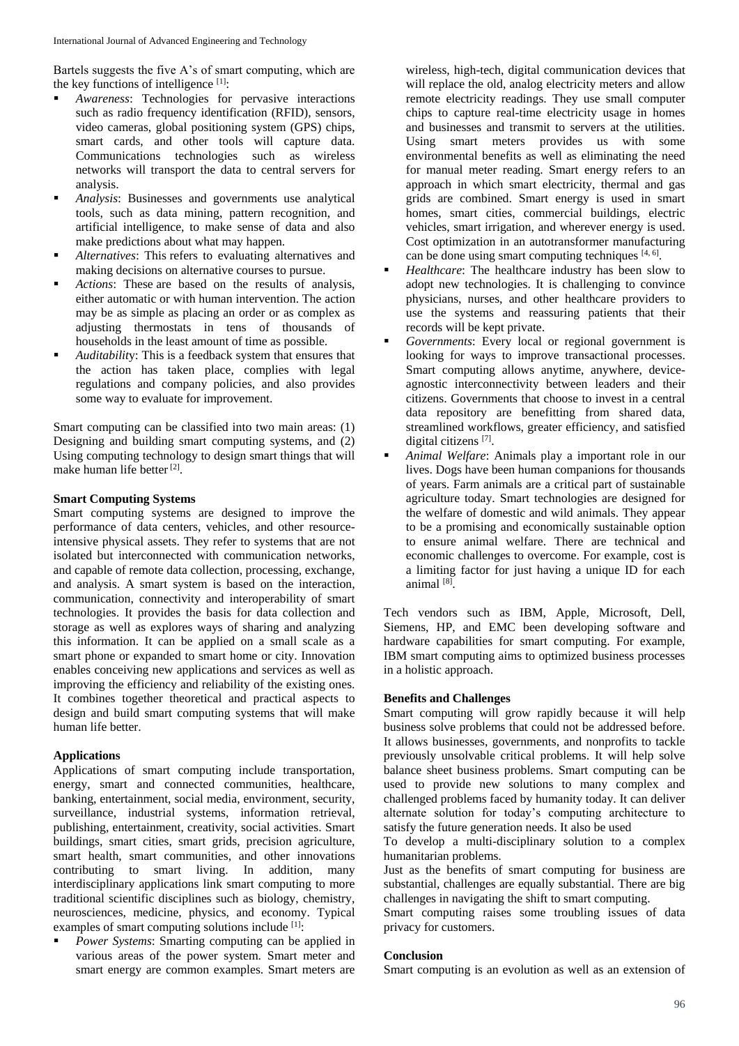Bartels suggests the five A's of smart computing, which are the key functions of intelligence [1]:

- *Awareness*: Technologies for pervasive interactions such as radio frequency identification (RFID), sensors, video cameras, global positioning system (GPS) chips, smart cards, and other tools will capture data. Communications technologies such as wireless networks will transport the data to central servers for analysis.
- *Analysis*: Businesses and governments use analytical tools, such as data mining, pattern recognition, and artificial intelligence, to make sense of data and also make predictions about what may happen.
- *Alternatives*: This refers to evaluating alternatives and making decisions on alternative courses to pursue.
- *Actions*: These are based on the results of analysis, either automatic or with human intervention. The action may be as simple as placing an order or as complex as adjusting thermostats in tens of thousands of households in the least amount of time as possible.
- *Auditability*: This is a feedback system that ensures that the action has taken place, complies with legal regulations and company policies, and also provides some way to evaluate for improvement.

Smart computing can be classified into two main areas: (1) Designing and building smart computing systems, and (2) Using computing technology to design smart things that will make human life better [2].

**Smart Computing Systems**

Smart computing systems are designed to improve the performance of data centers, vehicles, and other resource-intensive physical assets. They refer to systems that are not isolated but interconnected with communication networks, and capable of remote data collection, processing, exchange, and analysis. A smart system is based on the interaction, communication, connectivity and interoperability of smart technologies. It provides the basis for data collection and storage as well as explores ways of sharing and analyzing this information. It can be applied on a small scale as a smart phone or expanded to smart home or city. Innovation enables conceiving new applications and services as well as improving the efficiency and reliability of the existing ones. It combines together theoretical and practical aspects to design and build smart computing systems that will make human life better.

**Applications**

Applications of smart computing include transportation, energy, smart and connected communities, healthcare, banking, entertainment, social media, environment, security, surveillance, industrial systems, information retrieval, publishing, entertainment, creativity, social activities. Smart buildings, smart cities, smart grids, precision agriculture, smart health, smart communities, and other innovations contributing to smart living. In addition, many interdisciplinary applications link smart computing to more traditional scientific disciplines such as biology, chemistry, neurosciences, medicine, physics, and economy. Typical examples of smart computing solutions include [1]:

- *Power Systems*: Smarting computing can be applied in various areas of the power system. Smart meter and smart energy are common examples. Smart meters are wireless, high-tech, digital communication devices that will replace the old, analog electricity meters and allow remote electricity readings. They use small computer chips to capture real-time electricity usage in homes and businesses and transmit to servers at the utilities. Using smart meters provides us with some environmental benefits as well as eliminating the need for manual meter reading. Smart energy refers to an approach in which smart electricity, thermal and gas grids are combined. Smart energy is used in smart homes, smart cities, commercial buildings, electric vehicles, smart irrigation, and wherever energy is used. Cost optimization in an autotransformer manufacturing can be done using smart computing techniques [4, 6].
- *Healthcare*: The healthcare industry has been slow to adopt new technologies. It is challenging to convince physicians, nurses, and other healthcare providers to use the systems and reassuring patients that their records will be kept private.
- *Governments*: Every local or regional government is looking for ways to improve transactional processes. Smart computing allows anytime, anywhere, device-agnostic interconnectivity between leaders and their citizens. Governments that choose to invest in a central data repository are benefitting from shared data, streamlined workflows, greater efficiency, and satisfied digital citizens [7].
- *Animal Welfare*: Animals play a important role in our lives. Dogs have been human companions for thousands of years. Farm animals are a critical part of sustainable agriculture today. Smart technologies are designed for the welfare of domestic and wild animals. They appear to be a promising and economically sustainable option to ensure animal welfare. There are technical and economic challenges to overcome. For example, cost is a limiting factor for just having a unique ID for each animal [8].

Tech vendors such as IBM, Apple, Microsoft, Dell, Siemens, HP, and EMC been developing software and hardware capabilities for smart computing. For example, IBM smart computing aims to optimized business processes in a holistic approach.

**Benefits and Challenges**

Smart computing will grow rapidly because it will help business solve problems that could not be addressed before. It allows businesses, governments, and nonprofits to tackle previously unsolvable critical problems. It will help solve balance sheet business problems. Smart computing can be used to provide new solutions to many complex and challenged problems faced by humanity today. It can deliver alternate solution for today's computing architecture to satisfy the future generation needs. It also be used

To develop a multi-disciplinary solution to a complex humanitarian problems.

Just as the benefits of smart computing for business are substantial, challenges are equally substantial. There are big challenges in navigating the shift to smart computing.

Smart computing raises some troubling issues of data privacy for customers.

**Conclusion**

Smart computing is an evolution as well as an extension of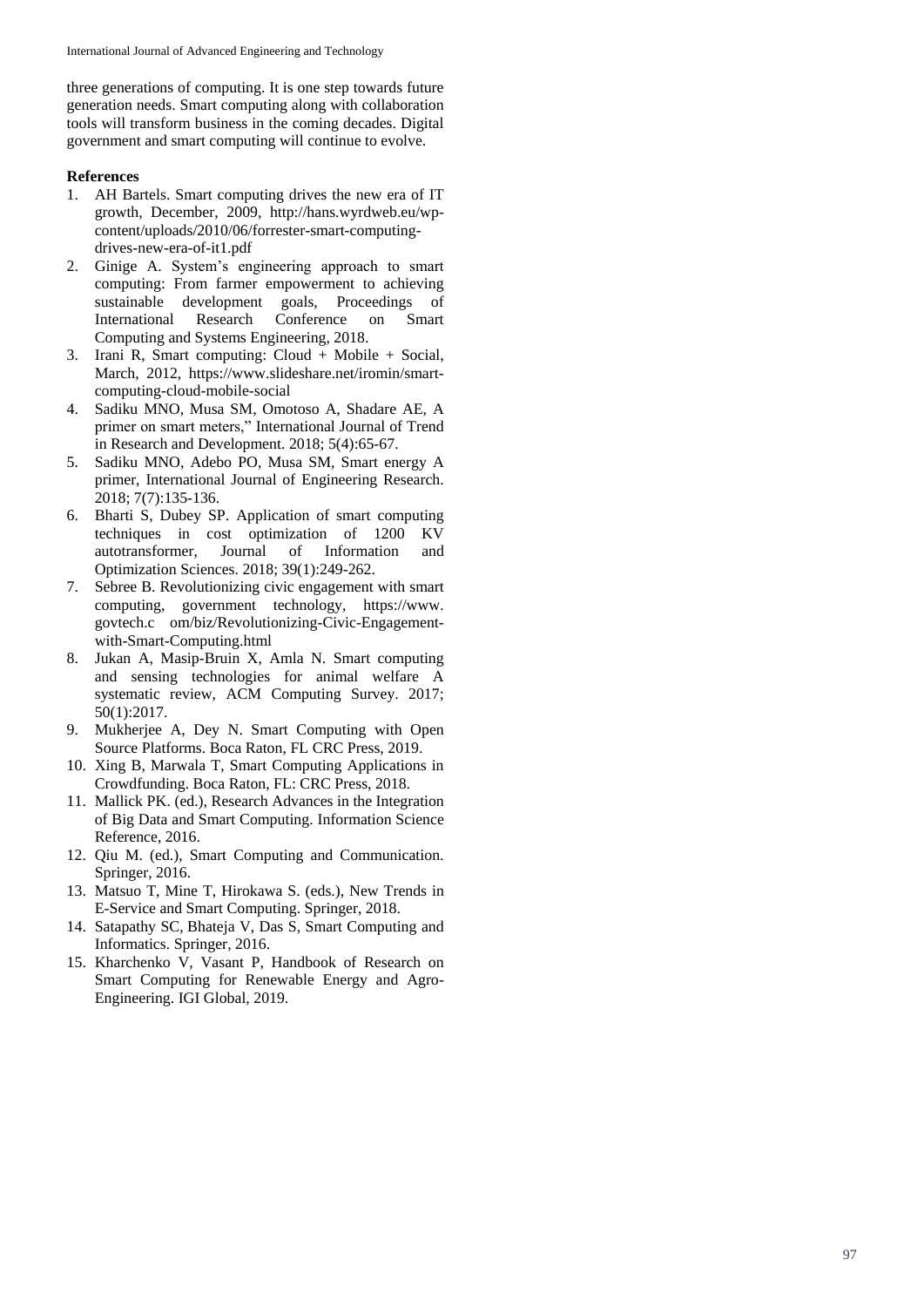three generations of computing. It is one step towards future generation needs. Smart computing along with collaboration tools will transform business in the coming decades. Digital government and smart computing will continue to evolve.

**References**

1. AH Bartels. Smart computing drives the new era of IT growth, December, 2009, http://hans.wyrdweb.eu/wp-content/uploads/2010/06/forrester-smart-computing-drives-new-era-of-it1.pdf
2. Ginige A. System's engineering approach to smart computing: From farmer empowerment to achieving sustainable development goals, Proceedings of International Research Conference on Smart Computing and Systems Engineering, 2018.
3. Irani R, Smart computing: Cloud + Mobile + Social, March, 2012, https://www.slideshare.net/iromin/smart-computing-cloud-mobile-social
4. Sadiku MNO, Musa SM, Omotoso A, Shadare AE, A primer on smart meters," International Journal of Trend in Research and Development. 2018; 5(4):65-67.
5. Sadiku MNO, Adebo PO, Musa SM, Smart energy A primer, International Journal of Engineering Research. 2018; 7(7):135-136.
6. Bharti S, Dubey SP. Application of smart computing techniques in cost optimization of 1200 KV autotransformer, Journal of Information and Optimization Sciences. 2018; 39(1):249-262.
7. Sebree B. Revolutionizing civic engagement with smart computing, government technology, https://www.govtech.c om/biz/Revolutionizing-Civic-Engagement-with-Smart-Computing.html
8. Jukan A, Masip-Bruin X, Amla N. Smart computing and sensing technologies for animal welfare A systematic review, ACM Computing Survey. 2017; 50(1):2017.
9. Mukherjee A, Dey N. Smart Computing with Open Source Platforms. Boca Raton, FL CRC Press, 2019.
10. Xing B, Marwala T, Smart Computing Applications in Crowdfunding. Boca Raton, FL: CRC Press, 2018.
11. Mallick PK. (ed.), Research Advances in the Integration of Big Data and Smart Computing. Information Science Reference, 2016.
12. Qiu M. (ed.), Smart Computing and Communication. Springer, 2016.
13. Matsuo T, Mine T, Hirokawa S. (eds.), New Trends in E-Service and Smart Computing. Springer, 2018.
14. Satapathy SC, Bhateja V, Das S, Smart Computing and Informatics. Springer, 2016.
15. Kharchenko V, Vasant P, Handbook of Research on Smart Computing for Renewable Energy and Agro-Engineering. IGI Global, 2019.